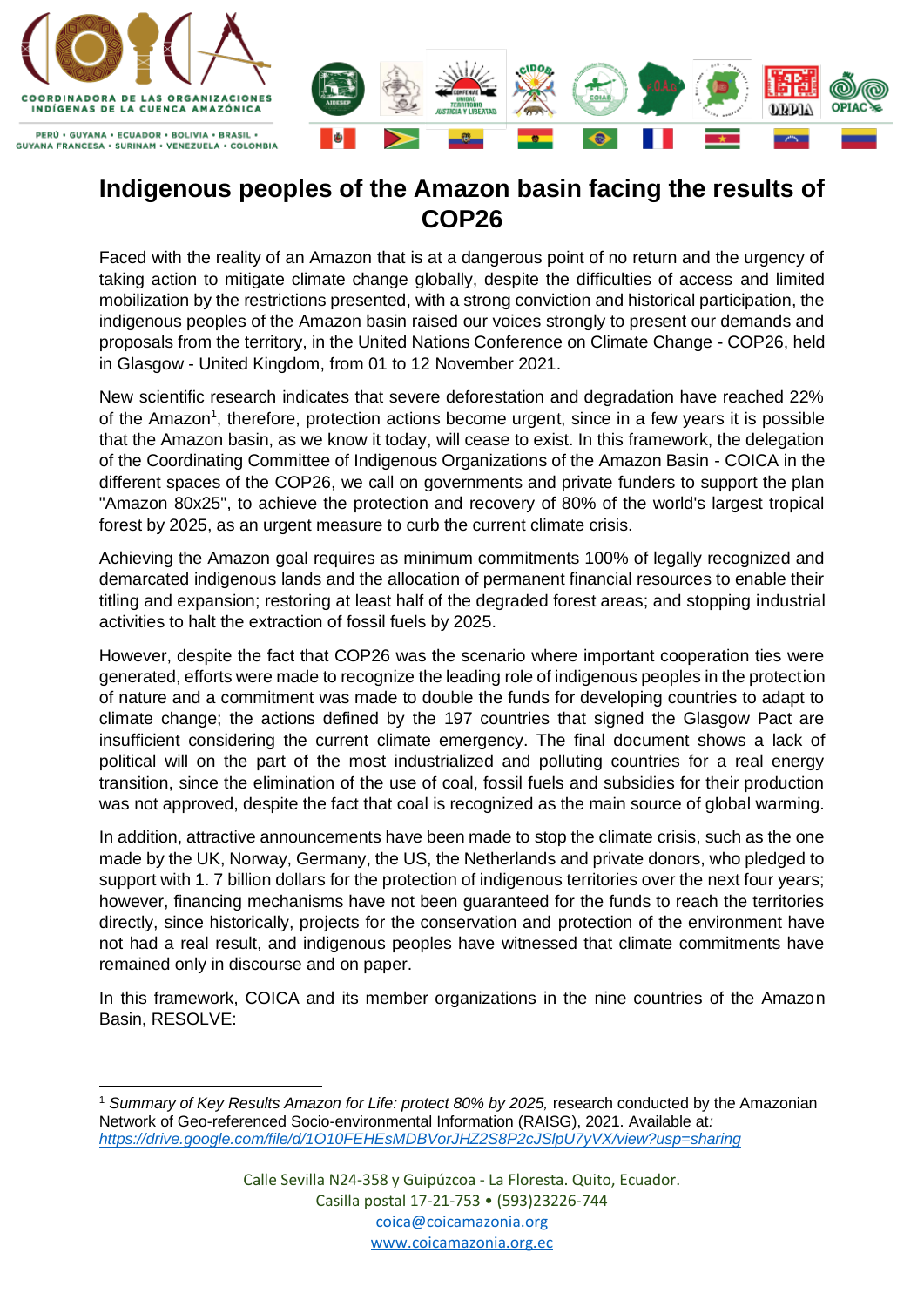COORDINADORA DE LAS ORGANIZACIONES INDÍGENAS DE LA CUENCA AMAZÓNICA

PERÚ • GUYANA • ECUADOR • BOLIVIA • BRASIL • GUYANA FRANCESA • SURINAM • VENEZUELA • COLOMBIA

# Indigenous peoples of the Amazon basin facing the results of COP26

Faced with the reality of an Amazon that is at a dangerous point of no return and the urgency of taking action to mitigate climate change globally, despite the difficulties of access and limited mobilization by the restrictions presented, with a strong conviction and historical participation, the indigenous peoples of the Amazon basin raised our voices strongly to present our demands and proposals from the territory, in the United Nations Conference on Climate Change - COP26, held in Glasgow - United Kingdom, from 01 to 12 November 2021.

New scientific research indicates that severe deforestation and degradation have reached 22% of the Amazon[1], therefore, protection actions become urgent, since in a few years it is possible that the Amazon basin, as we know it today, will cease to exist. In this framework, the delegation of the Coordinating Committee of Indigenous Organizations of the Amazon Basin - COICA in the different spaces of the COP26, we call on governments and private funders to support the plan "Amazon 80x25", to achieve the protection and recovery of 80% of the world's largest tropical forest by 2025, as an urgent measure to curb the current climate crisis.

Achieving the Amazon goal requires as minimum commitments 100% of legally recognized and demarcated indigenous lands and the allocation of permanent financial resources to enable their titling and expansion; restoring at least half of the degraded forest areas; and stopping industrial activities to halt the extraction of fossil fuels by 2025.

However, despite the fact that COP26 was the scenario where important cooperation ties were generated, efforts were made to recognize the leading role of indigenous peoples in the protection of nature and a commitment was made to double the funds for developing countries to adapt to climate change; the actions defined by the 197 countries that signed the Glasgow Pact are insufficient considering the current climate emergency. The final document shows a lack of political will on the part of the most industrialized and polluting countries for a real energy transition, since the elimination of the use of coal, fossil fuels and subsidies for their production was not approved, despite the fact that coal is recognized as the main source of global warming.

In addition, attractive announcements have been made to stop the climate crisis, such as the one made by the UK, Norway, Germany, the US, the Netherlands and private donors, who pledged to support with 1. 7 billion dollars for the protection of indigenous territories over the next four years; however, financing mechanisms have not been guaranteed for the funds to reach the territories directly, since historically, projects for the conservation and protection of the environment have not had a real result, and indigenous peoples have witnessed that climate commitments have remained only in discourse and on paper.

In this framework, COICA and its member organizations in the nine countries of the Amazon Basin, RESOLVE:

---

[1] *Summary of Key Results Amazon for Life: protect 80% by 2025,* research conducted by the Amazonian Network of Geo-referenced Socio-environmental Information (RAISG), 2021. Available at: *https://drive.google.com/file/d/1O10FEHEsMDBVorJHZ2S8P2cJSlpU7yVX/view?usp=sharing*

Calle Sevilla N24-358 y Guipúzcoa - La Floresta. Quito, Ecuador.
Casilla postal 17-21-753 • (593)23226-744
coica@coicamazonia.org
www.coicamazonia.org.ec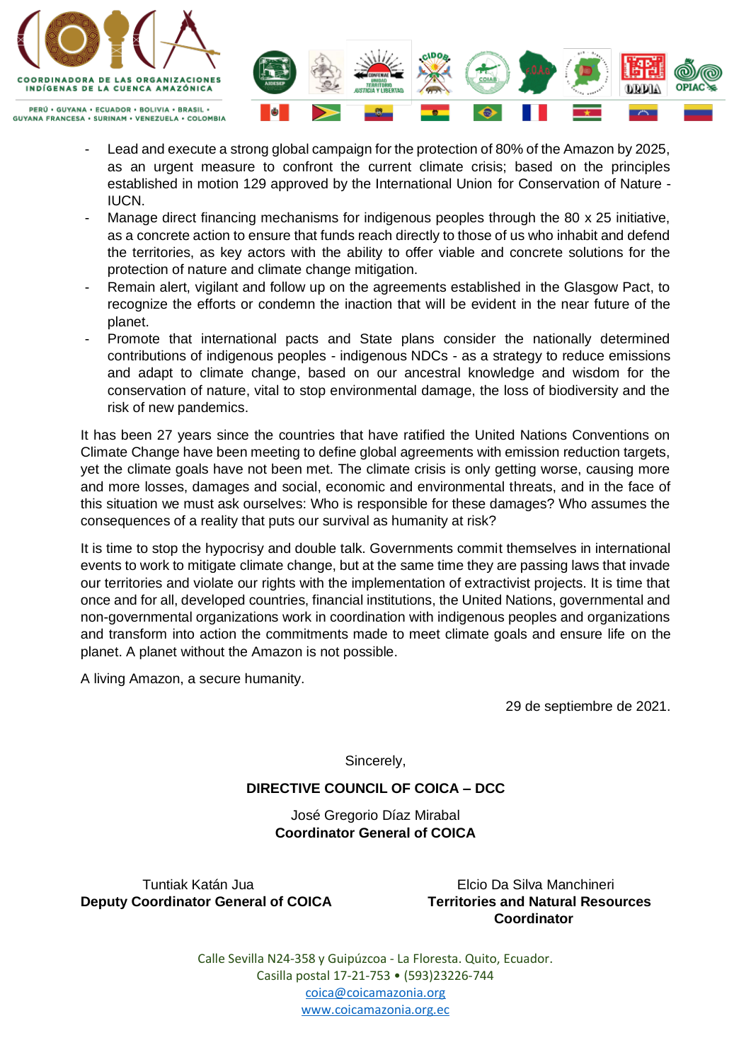- Lead and execute a strong global campaign for the protection of 80% of the Amazon by 2025, as an urgent measure to confront the current climate crisis; based on the principles established in motion 129 approved by the International Union for Conservation of Nature - IUCN.
- Manage direct financing mechanisms for indigenous peoples through the 80 x 25 initiative, as a concrete action to ensure that funds reach directly to those of us who inhabit and defend the territories, as key actors with the ability to offer viable and concrete solutions for the protection of nature and climate change mitigation.
- Remain alert, vigilant and follow up on the agreements established in the Glasgow Pact, to recognize the efforts or condemn the inaction that will be evident in the near future of the planet.
- Promote that international pacts and State plans consider the nationally determined contributions of indigenous peoples - indigenous NDCs - as a strategy to reduce emissions and adapt to climate change, based on our ancestral knowledge and wisdom for the conservation of nature, vital to stop environmental damage, the loss of biodiversity and the risk of new pandemics.

It has been 27 years since the countries that have ratified the United Nations Conventions on Climate Change have been meeting to define global agreements with emission reduction targets, yet the climate goals have not been met. The climate crisis is only getting worse, causing more and more losses, damages and social, economic and environmental threats, and in the face of this situation we must ask ourselves: Who is responsible for these damages? Who assumes the consequences of a reality that puts our survival as humanity at risk?

It is time to stop the hypocrisy and double talk. Governments commit themselves in international events to work to mitigate climate change, but at the same time they are passing laws that invade our territories and violate our rights with the implementation of extractivist projects. It is time that once and for all, developed countries, financial institutions, the United Nations, governmental and non-governmental organizations work in coordination with indigenous peoples and organizations and transform into action the commitments made to meet climate goals and ensure life on the planet. A planet without the Amazon is not possible.

A living Amazon, a secure humanity.

29 de septiembre de 2021.

Sincerely,

**DIRECTIVE COUNCIL OF COICA – DCC**

José Gregorio Díaz Mirabal
**Coordinator General of COICA**

Tuntiak Katán Jua
**Deputy Coordinator General of COICA**

Elcio Da Silva Manchineri
**Territories and Natural Resources Coordinator**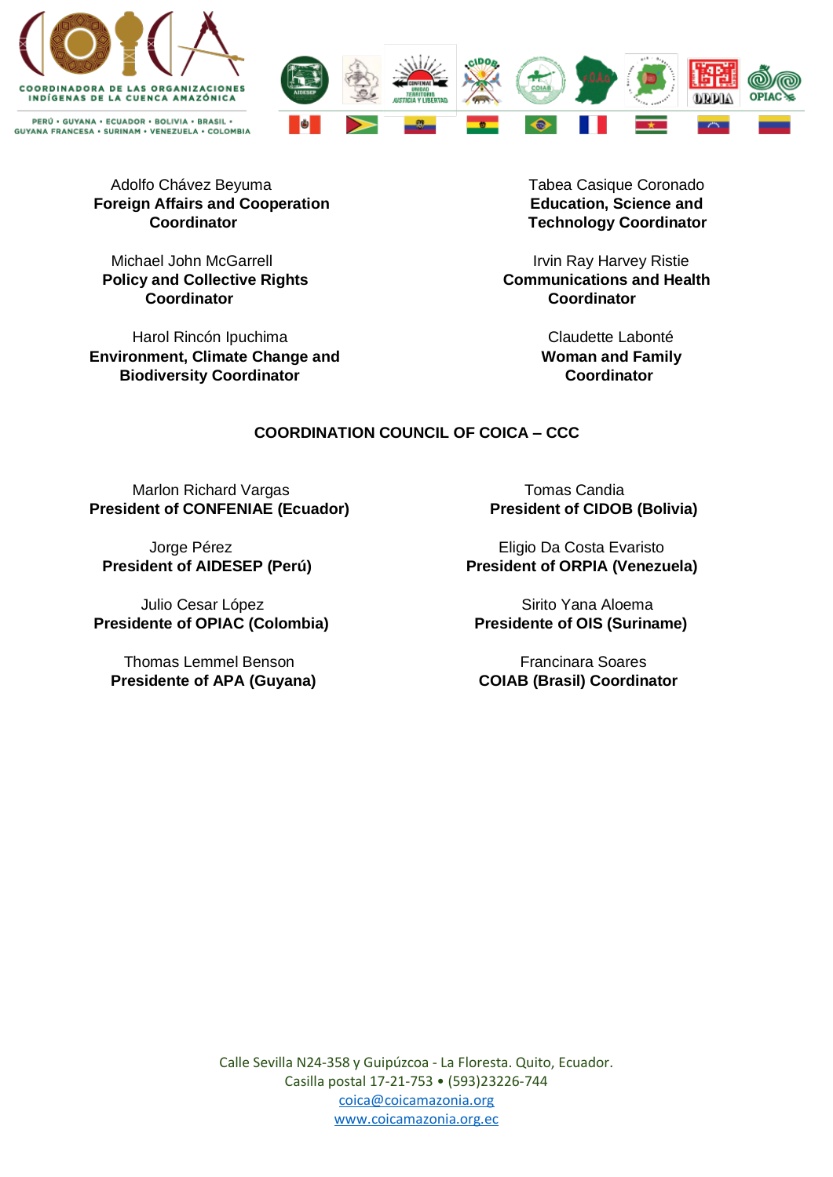Adolfo Chávez Beyuma
**Foreign Affairs and Cooperation Coordinator**

Tabea Casique Coronado
**Education, Science and Technology Coordinator**

Michael John McGarrell
**Policy and Collective Rights Coordinator**

Irvin Ray Harvey Ristie
**Communications and Health Coordinator**

Harol Rincón Ipuchima
**Environment, Climate Change and Biodiversity Coordinator**

Claudette Labonté
**Woman and Family Coordinator**

## COORDINATION COUNCIL OF COICA – CCC

Marlon Richard Vargas
**President of CONFENIAE (Ecuador)**

Tomas Candia
**President of CIDOB (Bolivia)**

Jorge Pérez
**President of AIDESEP (Perú)**

Eligio Da Costa Evaristo
**President of ORPIA (Venezuela)**

Julio Cesar López
**Presidente of OPIAC (Colombia)**

Sirito Yana Aloema
**Presidente of OIS (Suriname)**

Thomas Lemmel Benson
**Presidente of APA (Guyana)**

Francinara Soares
**COIAB (Brasil) Coordinator**

Calle Sevilla N24-358 y Guipúzcoa - La Floresta. Quito, Ecuador.
Casilla postal 17-21-753 • (593)23226-744
coica@coicamazonia.org
www.coicamazonia.org.ec